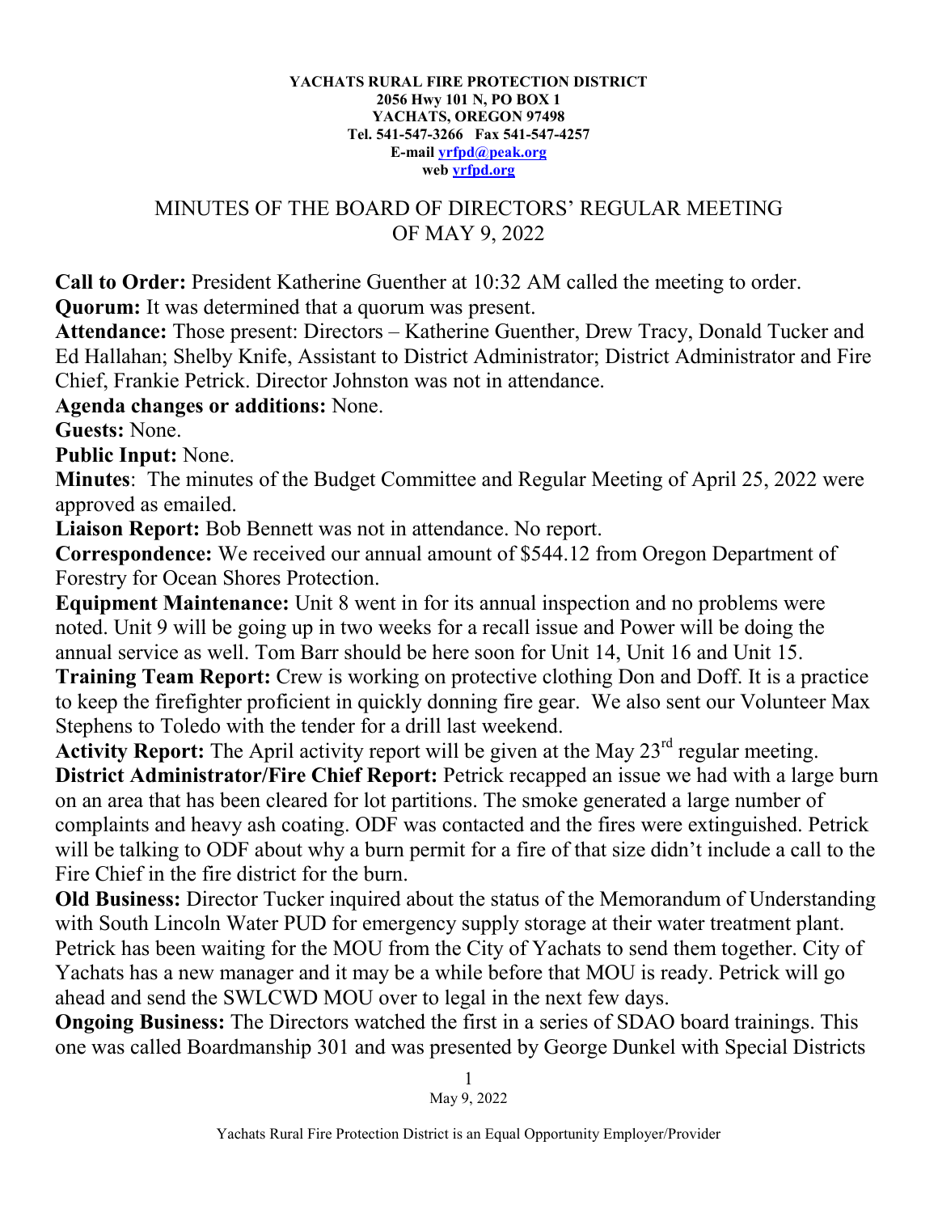**YACHATS RURAL FIRE PROTECTION DISTRICT**
**2056 Hwy 101 N, PO BOX 1**
**YACHATS, OREGON 97498**
**Tel. 541-547-3266 Fax 541-547-4257**
**E-mail [yrfpd@peak.org](mailto:yrfpd@peak.org)**
**web [yrfpd.org](http://yrfpd.org)**

# MINUTES OF THE BOARD OF DIRECTORS' REGULAR MEETING OF MAY 9, 2022

**Call to Order:** President Katherine Guenther at 10:32 AM called the meeting to order.
**Quorum:** It was determined that a quorum was present.
**Attendance:** Those present: Directors – Katherine Guenther, Drew Tracy, Donald Tucker and Ed Hallahan; Shelby Knife, Assistant to District Administrator; District Administrator and Fire Chief, Frankie Petrick. Director Johnston was not in attendance.
**Agenda changes or additions:** None.
**Guests:** None.
**Public Input:** None.
**Minutes**: The minutes of the Budget Committee and Regular Meeting of April 25, 2022 were approved as emailed.
**Liaison Report:** Bob Bennett was not in attendance. No report.
**Correspondence:** We received our annual amount of $544.12 from Oregon Department of Forestry for Ocean Shores Protection.
**Equipment Maintenance:** Unit 8 went in for its annual inspection and no problems were noted. Unit 9 will be going up in two weeks for a recall issue and Power will be doing the annual service as well. Tom Barr should be here soon for Unit 14, Unit 16 and Unit 15.
**Training Team Report:** Crew is working on protective clothing Don and Doff. It is a practice to keep the firefighter proficient in quickly donning fire gear. We also sent our Volunteer Max Stephens to Toledo with the tender for a drill last weekend.
**Activity Report:** The April activity report will be given at the May 23rd regular meeting.
**District Administrator/Fire Chief Report:** Petrick recapped an issue we had with a large burn on an area that has been cleared for lot partitions. The smoke generated a large number of complaints and heavy ash coating. ODF was contacted and the fires were extinguished. Petrick will be talking to ODF about why a burn permit for a fire of that size didn't include a call to the Fire Chief in the fire district for the burn.
**Old Business:** Director Tucker inquired about the status of the Memorandum of Understanding with South Lincoln Water PUD for emergency supply storage at their water treatment plant. Petrick has been waiting for the MOU from the City of Yachats to send them together. City of Yachats has a new manager and it may be a while before that MOU is ready. Petrick will go ahead and send the SWLCWD MOU over to legal in the next few days.
**Ongoing Business:** The Directors watched the first in a series of SDAO board trainings. This one was called Boardmanship 301 and was presented by George Dunkel with Special Districts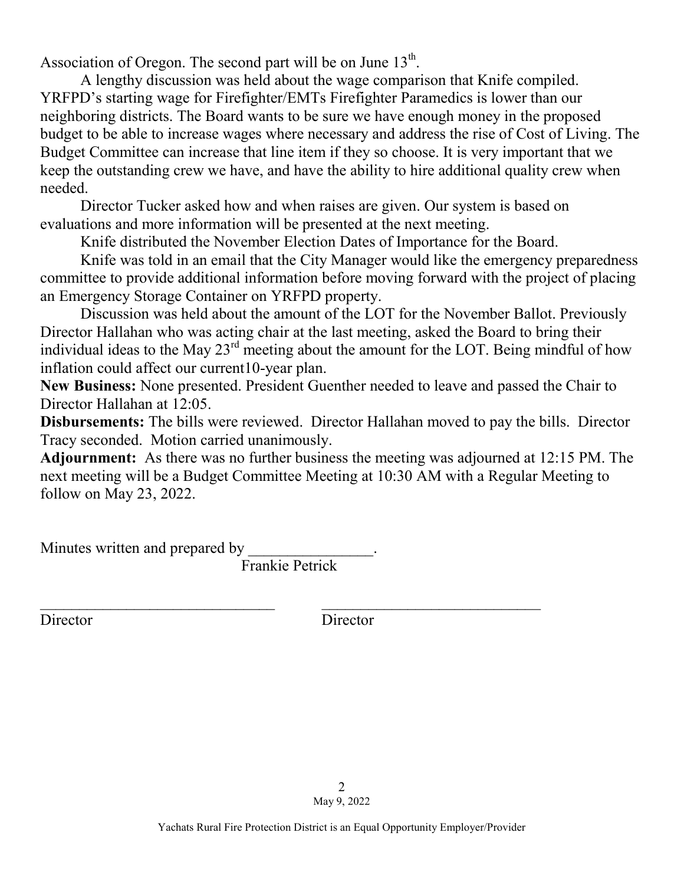Association of Oregon. The second part will be on June 13th.

A lengthy discussion was held about the wage comparison that Knife compiled. YRFPD's starting wage for Firefighter/EMTs Firefighter Paramedics is lower than our neighboring districts. The Board wants to be sure we have enough money in the proposed budget to be able to increase wages where necessary and address the rise of Cost of Living. The Budget Committee can increase that line item if they so choose. It is very important that we keep the outstanding crew we have, and have the ability to hire additional quality crew when needed.

Director Tucker asked how and when raises are given. Our system is based on evaluations and more information will be presented at the next meeting.

Knife distributed the November Election Dates of Importance for the Board.

Knife was told in an email that the City Manager would like the emergency preparedness committee to provide additional information before moving forward with the project of placing an Emergency Storage Container on YRFPD property.

Discussion was held about the amount of the LOT for the November Ballot. Previously Director Hallahan who was acting chair at the last meeting, asked the Board to bring their individual ideas to the May 23rd meeting about the amount for the LOT. Being mindful of how inflation could affect our current10-year plan.

**New Business:** None presented. President Guenther needed to leave and passed the Chair to Director Hallahan at 12:05.

**Disbursements:** The bills were reviewed. Director Hallahan moved to pay the bills. Director Tracy seconded. Motion carried unanimously.

**Adjournment:** As there was no further business the meeting was adjourned at 12:15 PM. The next meeting will be a Budget Committee Meeting at 10:30 AM with a Regular Meeting to follow on May 23, 2022.

Minutes written and prepared by ________________.
Frankie Petrick

_______________________________ _____________________________
Director Director

May 9, 2022

Yachats Rural Fire Protection District is an Equal Opportunity Employer/Provider